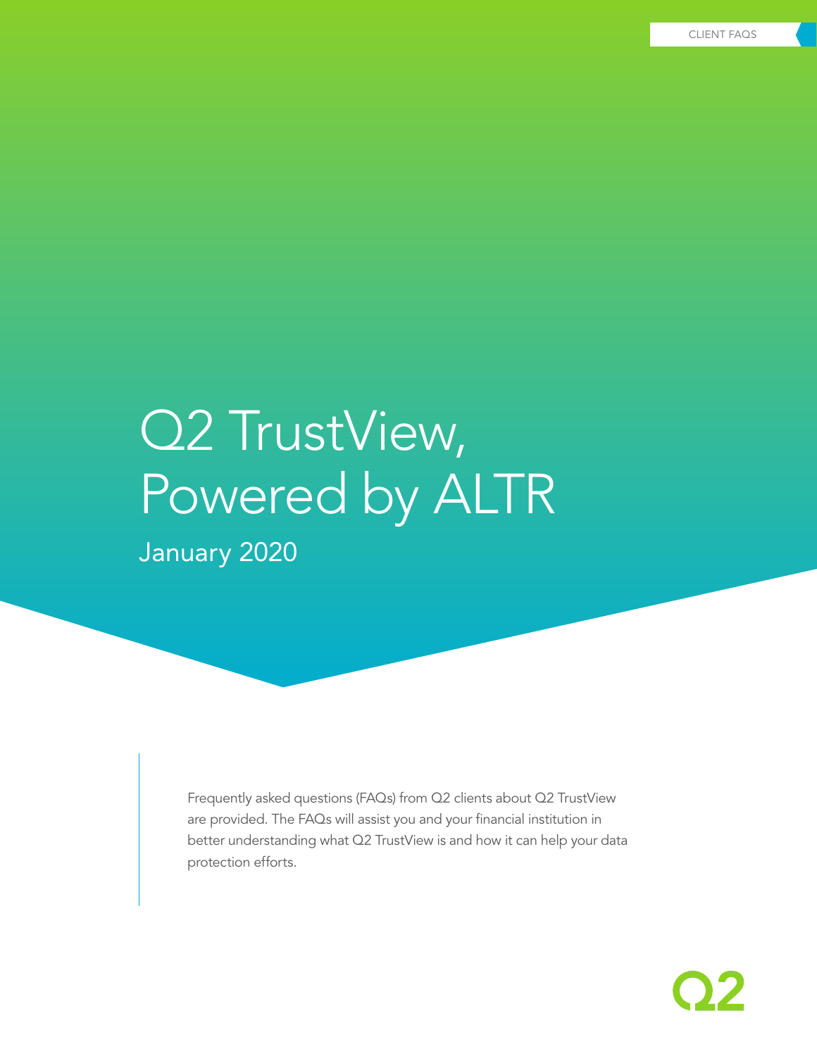CLIENT FAQS

# Q2 TrustView, Powered by ALTR

January 2020

Frequently asked questions (FAQs) from Q2 clients about Q2 TrustView are provided. The FAQs will assist you and your financial institution in better understanding what Q2 TrustView is and how it can help your data protection efforts.

Q2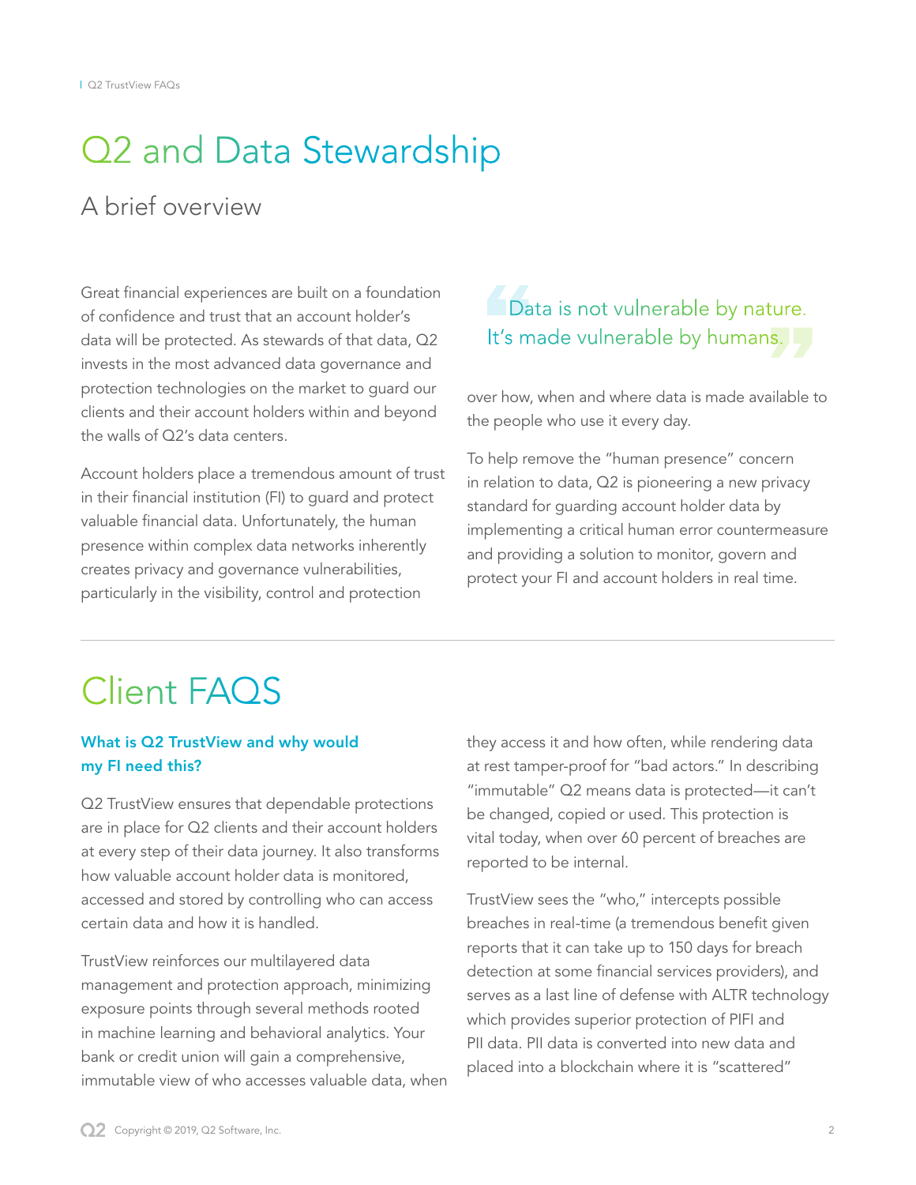# Q2 and Data Stewardship

## A brief overview

Great financial experiences are built on a foundation of confidence and trust that an account holder's data will be protected. As stewards of that data, Q2 invests in the most advanced data governance and protection technologies on the market to guard our clients and their account holders within and beyond the walls of Q2's data centers.

Account holders place a tremendous amount of trust in their financial institution (FI) to guard and protect valuable financial data. Unfortunately, the human presence within complex data networks inherently creates privacy and governance vulnerabilities, particularly in the visibility, control and protection over how, when and where data is made available to the people who use it every day.

> Data is not vulnerable by nature. It's made vulnerable by humans.

To help remove the "human presence" concern in relation to data, Q2 is pioneering a new privacy standard for guarding account holder data by implementing a critical human error countermeasure and providing a solution to monitor, govern and protect your FI and account holders in real time.

# Client FAQS

### What is Q2 TrustView and why would my FI need this?

Q2 TrustView ensures that dependable protections are in place for Q2 clients and their account holders at every step of their data journey. It also transforms how valuable account holder data is monitored, accessed and stored by controlling who can access certain data and how it is handled.

TrustView reinforces our multilayered data management and protection approach, minimizing exposure points through several methods rooted in machine learning and behavioral analytics. Your bank or credit union will gain a comprehensive, immutable view of who accesses valuable data, when they access it and how often, while rendering data at rest tamper-proof for "bad actors." In describing "immutable" Q2 means data is protected—it can't be changed, copied or used. This protection is vital today, when over 60 percent of breaches are reported to be internal.

TrustView sees the "who," intercepts possible breaches in real-time (a tremendous benefit given reports that it can take up to 150 days for breach detection at some financial services providers), and serves as a last line of defense with ALTR technology which provides superior protection of PIFI and PII data. PII data is converted into new data and placed into a blockchain where it is "scattered"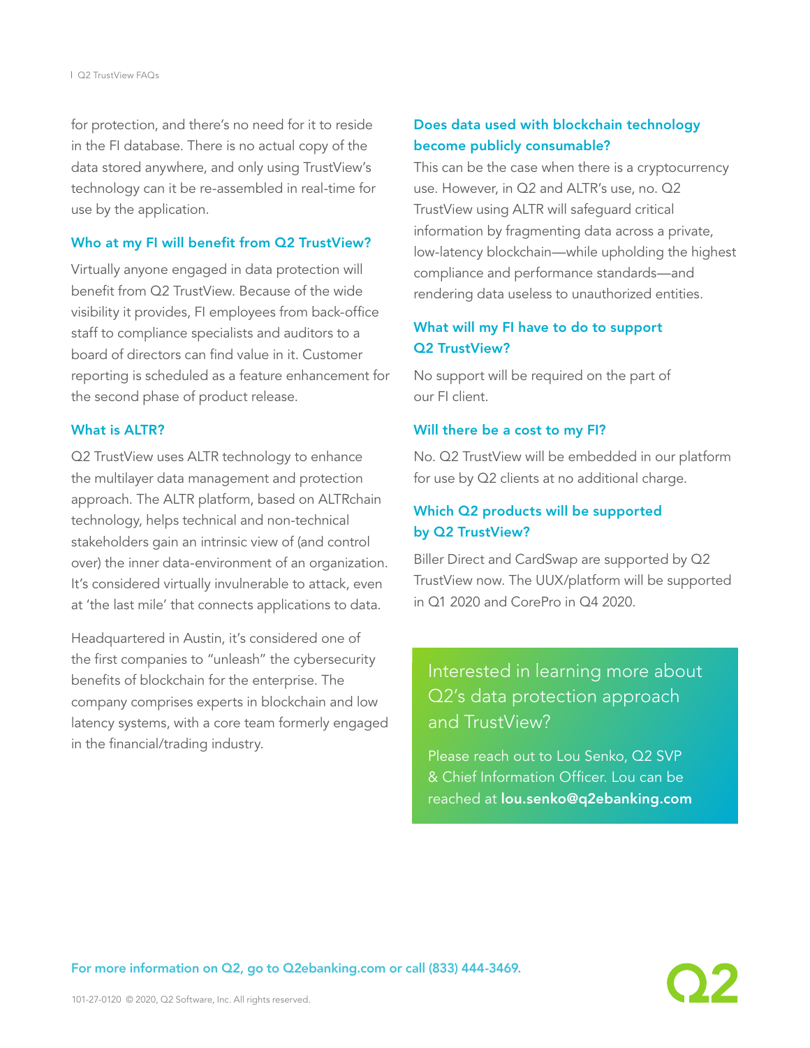for protection, and there's no need for it to reside in the FI database. There is no actual copy of the data stored anywhere, and only using TrustView's technology can it be re-assembled in real-time for use by the application.

### Who at my FI will benefit from Q2 TrustView?

Virtually anyone engaged in data protection will benefit from Q2 TrustView. Because of the wide visibility it provides, FI employees from back-office staff to compliance specialists and auditors to a board of directors can find value in it. Customer reporting is scheduled as a feature enhancement for the second phase of product release.

### What is ALTR?

Q2 TrustView uses ALTR technology to enhance the multilayer data management and protection approach. The ALTR platform, based on ALTRchain technology, helps technical and non-technical stakeholders gain an intrinsic view of (and control over) the inner data-environment of an organization. It's considered virtually invulnerable to attack, even at 'the last mile' that connects applications to data.

Headquartered in Austin, it's considered one of the first companies to "unleash" the cybersecurity benefits of blockchain for the enterprise. The company comprises experts in blockchain and low latency systems, with a core team formerly engaged in the financial/trading industry.

### Does data used with blockchain technology become publicly consumable?

This can be the case when there is a cryptocurrency use. However, in Q2 and ALTR's use, no. Q2 TrustView using ALTR will safeguard critical information by fragmenting data across a private, low-latency blockchain—while upholding the highest compliance and performance standards—and rendering data useless to unauthorized entities.

### What will my FI have to do to support Q2 TrustView?

No support will be required on the part of our FI client.

### Will there be a cost to my FI?

No. Q2 TrustView will be embedded in our platform for use by Q2 clients at no additional charge.

### Which Q2 products will be supported by Q2 TrustView?

Biller Direct and CardSwap are supported by Q2 TrustView now. The UUX/platform will be supported in Q1 2020 and CorePro in Q4 2020.

## Interested in learning more about Q2's data protection approach and TrustView?

Please reach out to Lou Senko, Q2 SVP & Chief Information Officer. Lou can be reached at **lou.senko@q2ebanking.com**

**For more information on Q2, go to Q2ebanking.com or call (833) 444-3469.**

101-27-0120 © 2020, Q2 Software, Inc. All rights reserved.